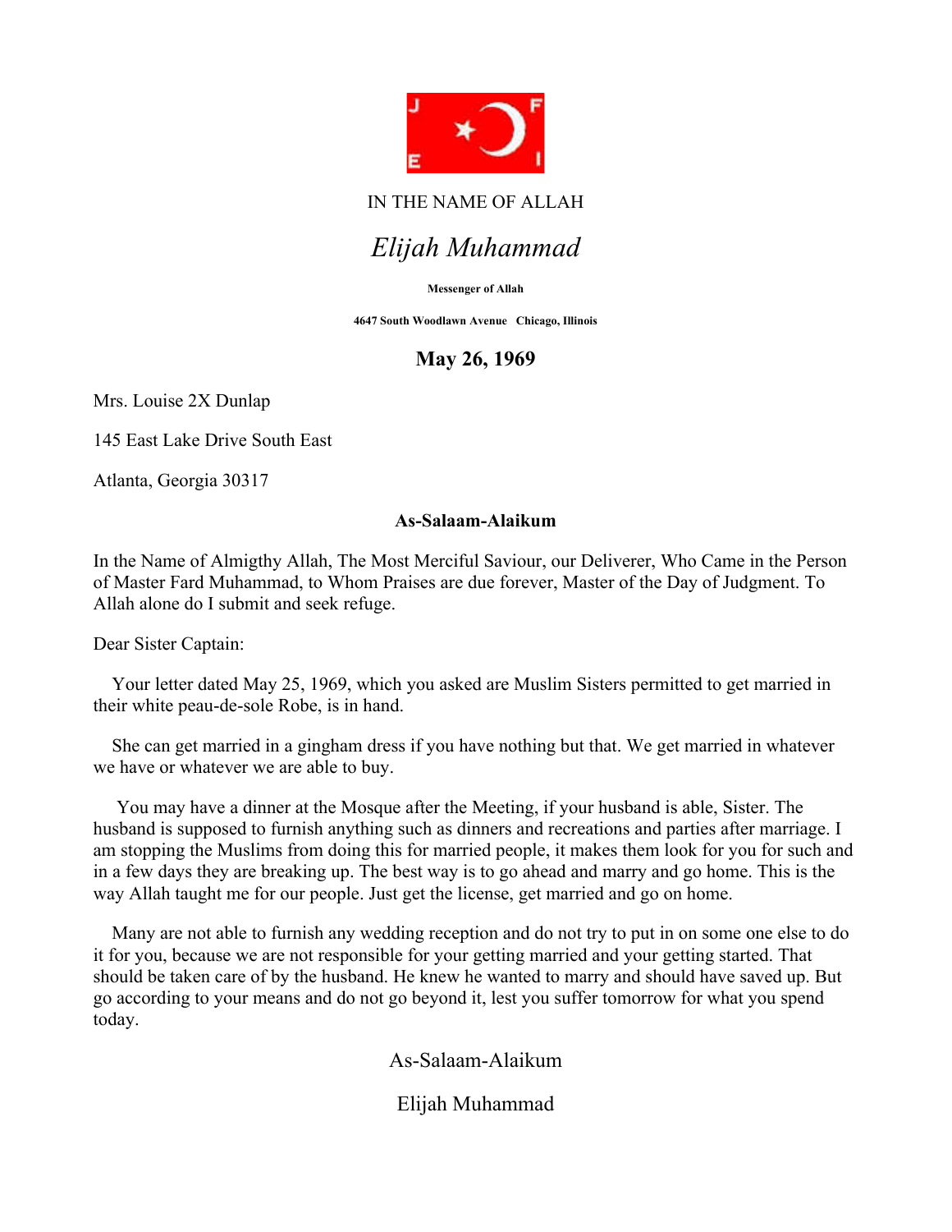IN THE NAME OF ALLAH

# *Elijah Muhammad*

**Messenger of Allah**

**4647 South Woodlawn Avenue   Chicago, Illinois**

**May 26, 1969**

Mrs. Louise 2X Dunlap

145 East Lake Drive South East

Atlanta, Georgia 30317

**As-Salaam-Alaikum**

In the Name of Almigthy Allah, The Most Merciful Saviour, our Deliverer, Who Came in the Person of Master Fard Muhammad, to Whom Praises are due forever, Master of the Day of Judgment. To Allah alone do I submit and seek refuge.

Dear Sister Captain:

Your letter dated May 25, 1969, which you asked are Muslim Sisters permitted to get married in their white peau-de-sole Robe, is in hand.

She can get married in a gingham dress if you have nothing but that. We get married in whatever we have or whatever we are able to buy.

You may have a dinner at the Mosque after the Meeting, if your husband is able, Sister. The husband is supposed to furnish anything such as dinners and recreations and parties after marriage. I am stopping the Muslims from doing this for married people, it makes them look for you for such and in a few days they are breaking up. The best way is to go ahead and marry and go home. This is the way Allah taught me for our people. Just get the license, get married and go on home.

Many are not able to furnish any wedding reception and do not try to put in on some one else to do it for you, because we are not responsible for your getting married and your getting started. That should be taken care of by the husband. He knew he wanted to marry and should have saved up. But go according to your means and do not go beyond it, lest you suffer tomorrow for what you spend today.

As-Salaam-Alaikum

Elijah Muhammad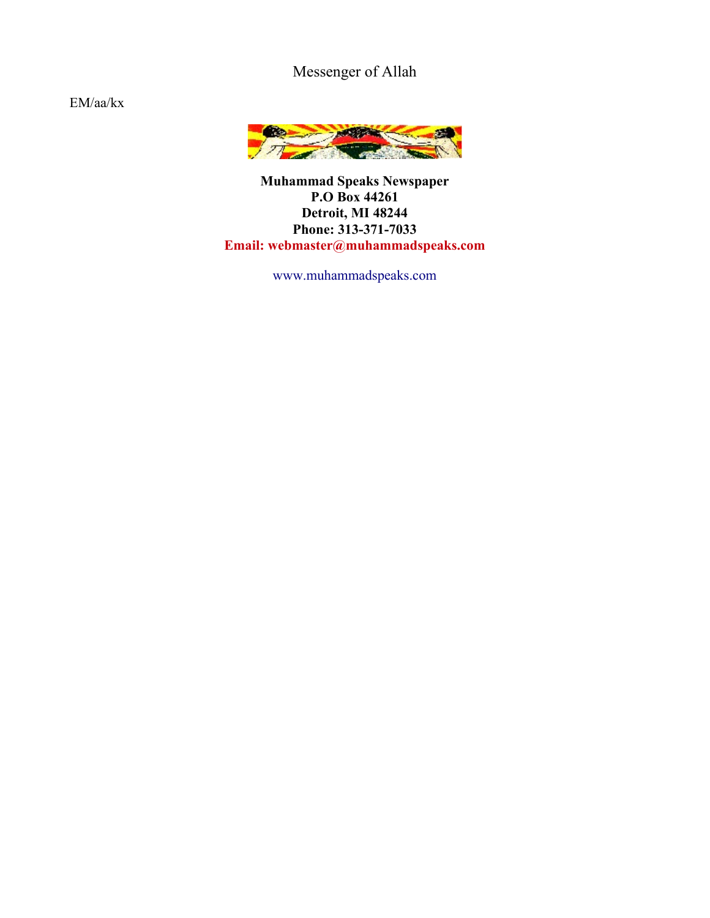Messenger of Allah

EM/aa/kx

**Muhammad Speaks Newspaper**
**P.O Box 44261**
**Detroit, MI 48244**
**Phone: 313-371-7033**
**Email: webmaster@muhammadspeaks.com**

www.muhammadspeaks.com